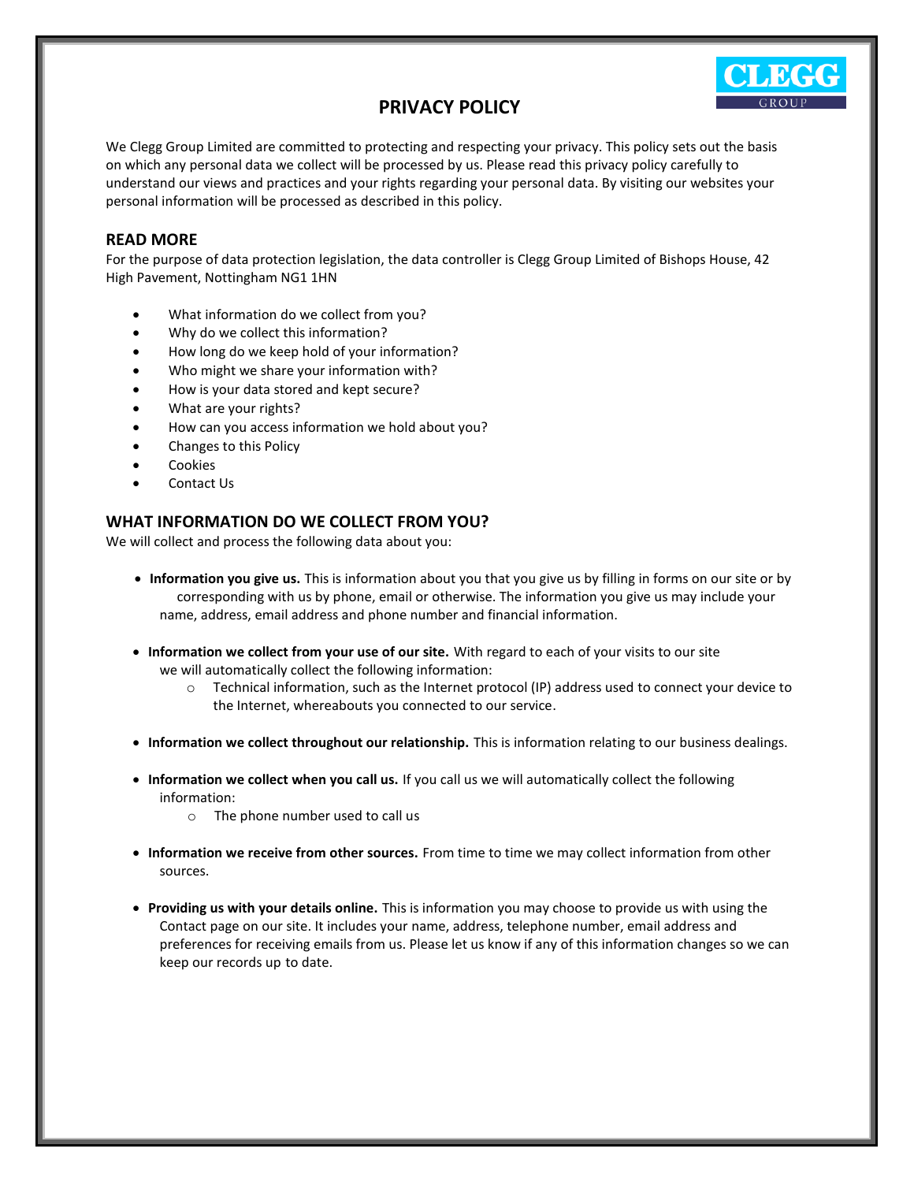# PRIVACY POLICY

We Clegg Group Limited are committed to protecting and respecting your privacy. This policy sets out the basis on which any personal data we collect will be processed by us. Please read this privacy policy carefully to understand our views and practices and your rights regarding your personal data. By visiting our websites your personal information will be processed as described in this policy.

## READ MORE

For the purpose of data protection legislation, the data controller is Clegg Group Limited of Bishops House, 42 High Pavement, Nottingham NG1 1HN

- What information do we collect from you?
- Why do we collect this information?
- How long do we keep hold of your information?
- Who might we share your information with?
- How is your data stored and kept secure?
- What are your rights?
- How can you access information we hold about you?
- Changes to this Policy
- Cookies
- Contact Us

## WHAT INFORMATION DO WE COLLECT FROM YOU?

We will collect and process the following data about you:

- **Information you give us.** This is information about you that you give us by filling in forms on our site or by corresponding with us by phone, email or otherwise. The information you give us may include your name, address, email address and phone number and financial information.

- **Information we collect from your use of our site.** With regard to each of your visits to our site we will automatically collect the following information:
    - Technical information, such as the Internet protocol (IP) address used to connect your device to the Internet, whereabouts you connected to our service.

- **Information we collect throughout our relationship.** This is information relating to our business dealings.

- **Information we collect when you call us.** If you call us we will automatically collect the following information:
    - The phone number used to call us

- **Information we receive from other sources.** From time to time we may collect information from other sources.

- **Providing us with your details online.** This is information you may choose to provide us with using the Contact page on our site. It includes your name, address, telephone number, email address and preferences for receiving emails from us. Please let us know if any of this information changes so we can keep our records up to date.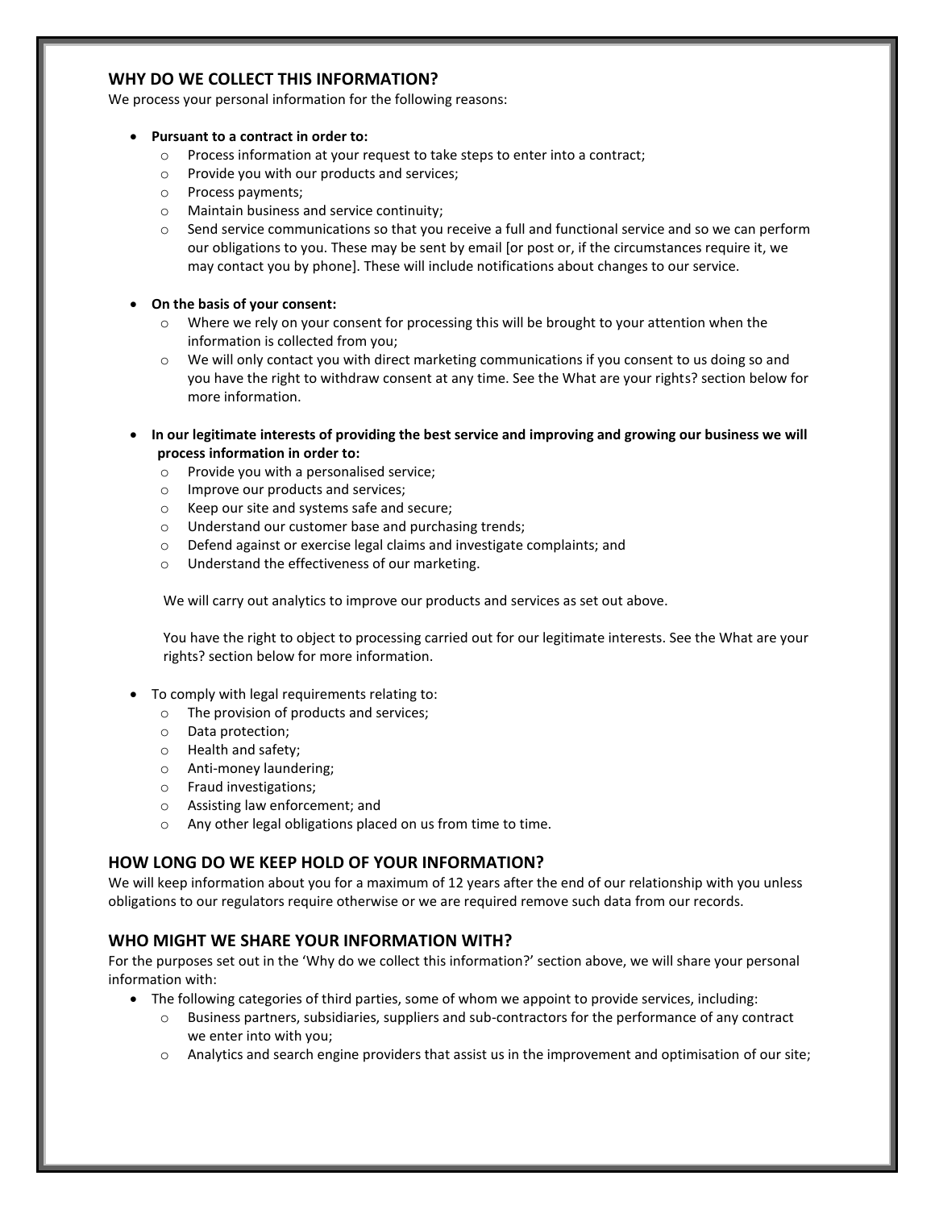## WHY DO WE COLLECT THIS INFORMATION?

We process your personal information for the following reasons:

- **Pursuant to a contract in order to:**
  - Process information at your request to take steps to enter into a contract;
  - Provide you with our products and services;
  - Process payments;
  - Maintain business and service continuity;
  - Send service communications so that you receive a full and functional service and so we can perform our obligations to you. These may be sent by email [or post or, if the circumstances require it, we may contact you by phone]. These will include notifications about changes to our service.

- **On the basis of your consent:**
  - Where we rely on your consent for processing this will be brought to your attention when the information is collected from you;
  - We will only contact you with direct marketing communications if you consent to us doing so and you have the right to withdraw consent at any time. See the What are your rights? section below for more information.

- **In our legitimate interests of providing the best service and improving and growing our business we will process information in order to:**
  - Provide you with a personalised service;
  - Improve our products and services;
  - Keep our site and systems safe and secure;
  - Understand our customer base and purchasing trends;
  - Defend against or exercise legal claims and investigate complaints; and
  - Understand the effectiveness of our marketing.

  We will carry out analytics to improve our products and services as set out above.

  You have the right to object to processing carried out for our legitimate interests. See the What are your rights? section below for more information.

- To comply with legal requirements relating to:
  - The provision of products and services;
  - Data protection;
  - Health and safety;
  - Anti-money laundering;
  - Fraud investigations;
  - Assisting law enforcement; and
  - Any other legal obligations placed on us from time to time.

## HOW LONG DO WE KEEP HOLD OF YOUR INFORMATION?

We will keep information about you for a maximum of 12 years after the end of our relationship with you unless obligations to our regulators require otherwise or we are required remove such data from our records.

## WHO MIGHT WE SHARE YOUR INFORMATION WITH?

For the purposes set out in the 'Why do we collect this information?' section above, we will share your personal information with:

- The following categories of third parties, some of whom we appoint to provide services, including:
  - Business partners, subsidiaries, suppliers and sub-contractors for the performance of any contract we enter into with you;
  - Analytics and search engine providers that assist us in the improvement and optimisation of our site;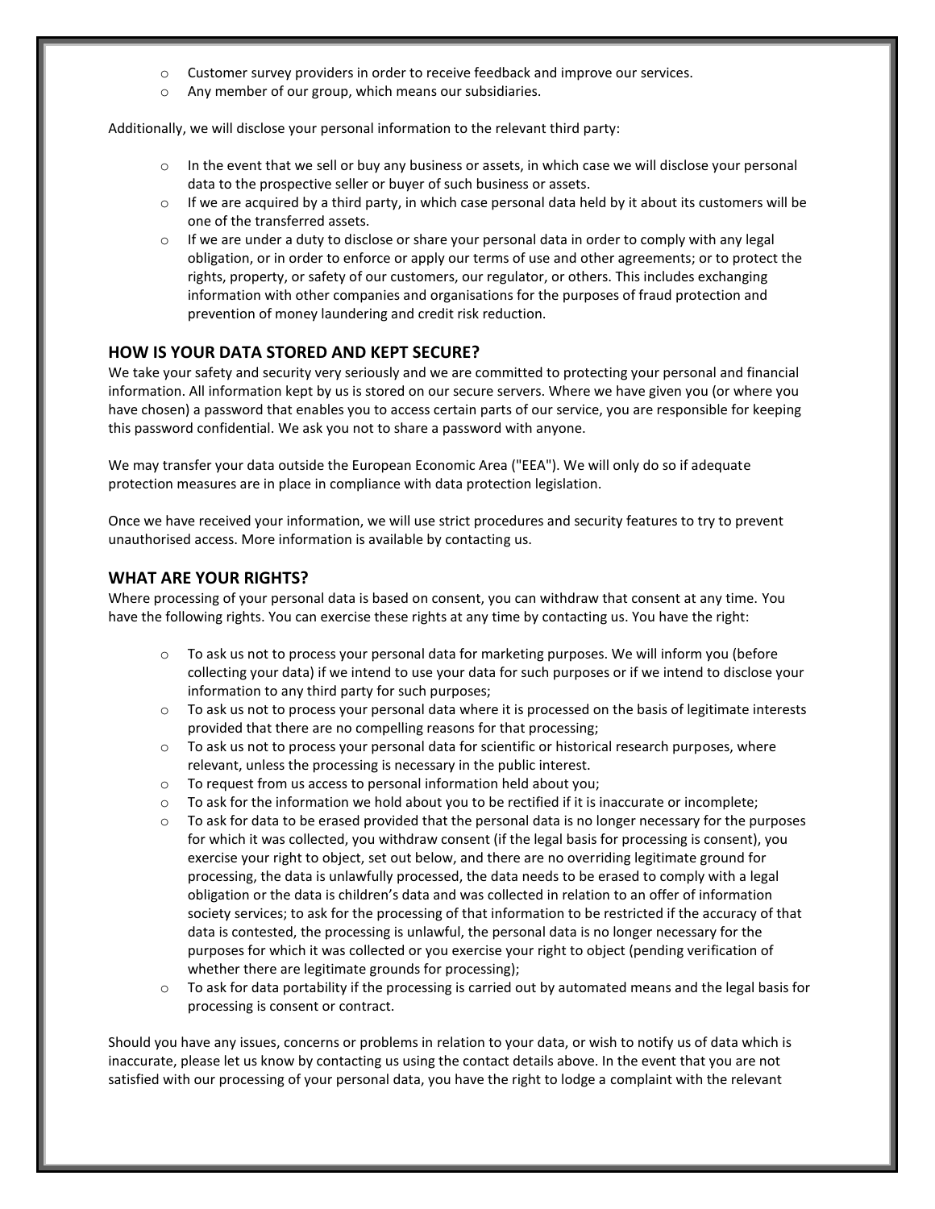- Customer survey providers in order to receive feedback and improve our services.
- Any member of our group, which means our subsidiaries.

Additionally, we will disclose your personal information to the relevant third party:

- In the event that we sell or buy any business or assets, in which case we will disclose your personal data to the prospective seller or buyer of such business or assets.
- If we are acquired by a third party, in which case personal data held by it about its customers will be one of the transferred assets.
- If we are under a duty to disclose or share your personal data in order to comply with any legal obligation, or in order to enforce or apply our terms of use and other agreements; or to protect the rights, property, or safety of our customers, our regulator, or others. This includes exchanging information with other companies and organisations for the purposes of fraud protection and prevention of money laundering and credit risk reduction.

## HOW IS YOUR DATA STORED AND KEPT SECURE?

We take your safety and security very seriously and we are committed to protecting your personal and financial information. All information kept by us is stored on our secure servers. Where we have given you (or where you have chosen) a password that enables you to access certain parts of our service, you are responsible for keeping this password confidential. We ask you not to share a password with anyone.

We may transfer your data outside the European Economic Area ("EEA"). We will only do so if adequate protection measures are in place in compliance with data protection legislation.

Once we have received your information, we will use strict procedures and security features to try to prevent unauthorised access. More information is available by contacting us.

## WHAT ARE YOUR RIGHTS?

Where processing of your personal data is based on consent, you can withdraw that consent at any time. You have the following rights. You can exercise these rights at any time by contacting us. You have the right:

- To ask us not to process your personal data for marketing purposes. We will inform you (before collecting your data) if we intend to use your data for such purposes or if we intend to disclose your information to any third party for such purposes;
- To ask us not to process your personal data where it is processed on the basis of legitimate interests provided that there are no compelling reasons for that processing;
- To ask us not to process your personal data for scientific or historical research purposes, where relevant, unless the processing is necessary in the public interest.
- To request from us access to personal information held about you;
- To ask for the information we hold about you to be rectified if it is inaccurate or incomplete;
- To ask for data to be erased provided that the personal data is no longer necessary for the purposes for which it was collected, you withdraw consent (if the legal basis for processing is consent), you exercise your right to object, set out below, and there are no overriding legitimate ground for processing, the data is unlawfully processed, the data needs to be erased to comply with a legal obligation or the data is children's data and was collected in relation to an offer of information society services; to ask for the processing of that information to be restricted if the accuracy of that data is contested, the processing is unlawful, the personal data is no longer necessary for the purposes for which it was collected or you exercise your right to object (pending verification of whether there are legitimate grounds for processing);
- To ask for data portability if the processing is carried out by automated means and the legal basis for processing is consent or contract.

Should you have any issues, concerns or problems in relation to your data, or wish to notify us of data which is inaccurate, please let us know by contacting us using the contact details above. In the event that you are not satisfied with our processing of your personal data, you have the right to lodge a complaint with the relevant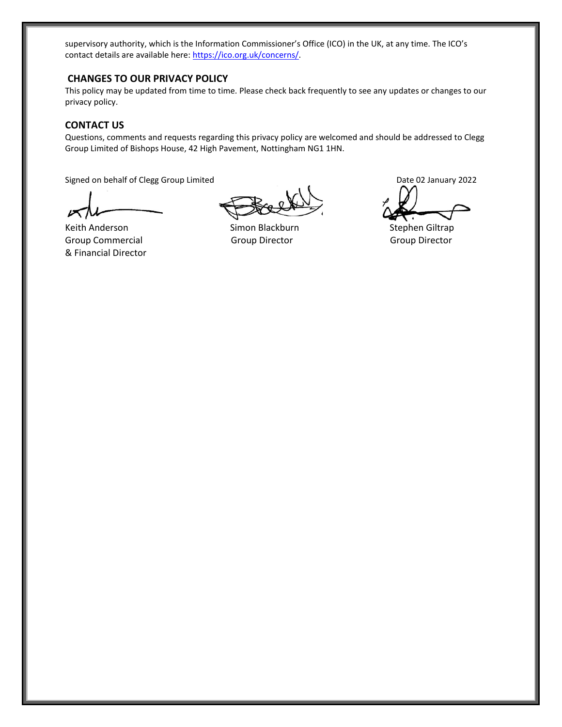supervisory authority, which is the Information Commissioner's Office (ICO) in the UK, at any time. The ICO's contact details are available here: https://ico.org.uk/concerns/.

## CHANGES TO OUR PRIVACY POLICY

This policy may be updated from time to time. Please check back frequently to see any updates or changes to our privacy policy.

## CONTACT US

Questions, comments and requests regarding this privacy policy are welcomed and should be addressed to Clegg Group Limited of Bishops House, 42 High Pavement, Nottingham NG1 1HN.

Signed on behalf of Clegg Group Limited

Date 02 January 2022

| | | |
|---|---|---|
| Keith Anderson | Simon Blackburn | Stephen Giltrap |
| Group Commercial & Financial Director | Group Director | Group Director |